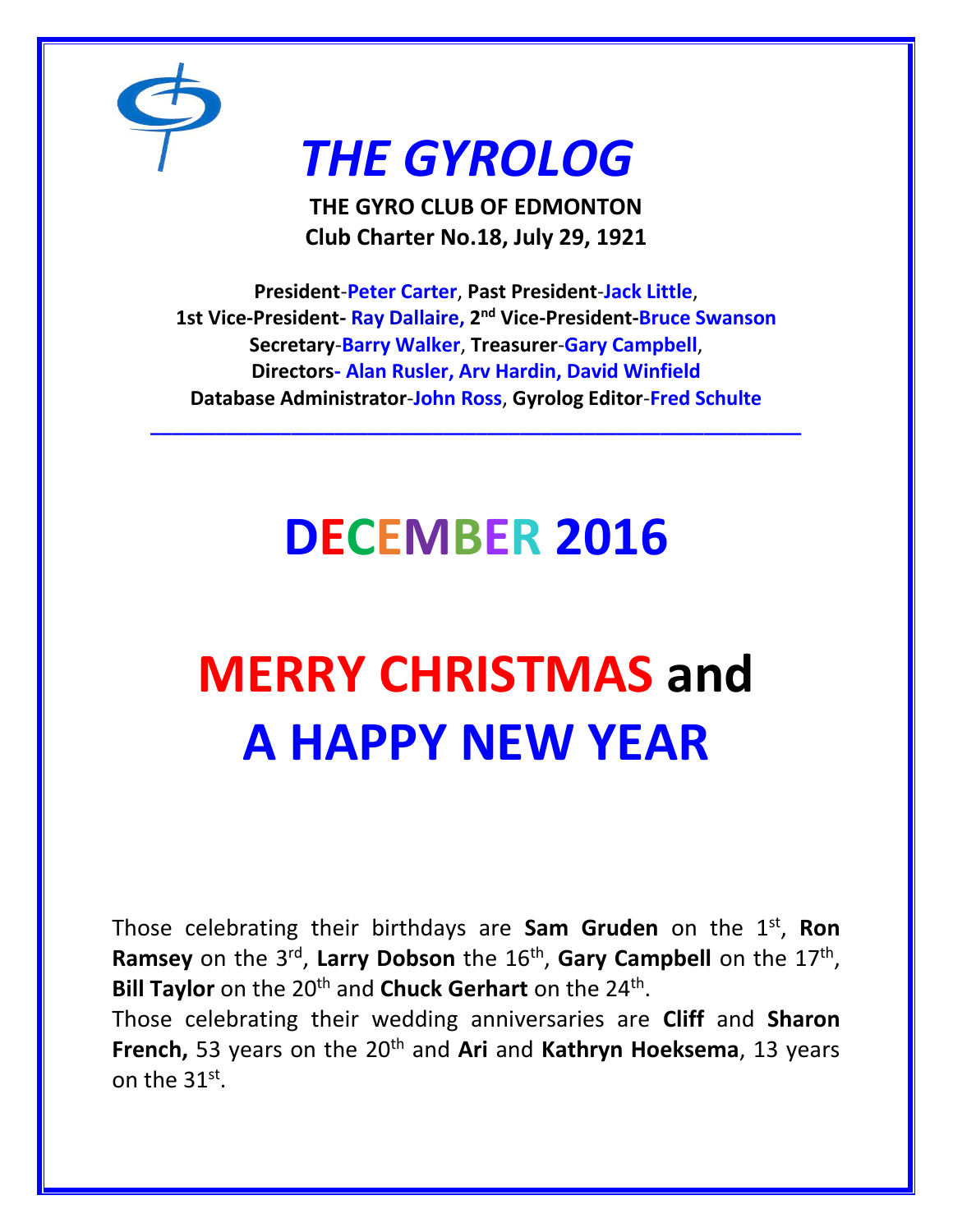# *THE GYROLOG*

**THE GYRO CLUB OF EDMONTON**
**Club Charter No.18, July 29, 1921**

**President**-**Peter Carter**, **Past President**-**Jack Little**,
**1st Vice-President- Ray Dallaire, 2nd Vice-President-Bruce Swanson**
**Secretary**-**Barry Walker**, **Treasurer**-**Gary Campbell**,
**Directors- Alan Rusler, Arv Hardin, David Winfield**
**Database Administrator**-**John Ross**, **Gyrolog Editor**-**Fred Schulte**

---

# DECEMBER 2016

# MERRY CHRISTMAS and A HAPPY NEW YEAR

Those celebrating their birthdays are **Sam Gruden** on the 1st, **Ron Ramsey** on the 3rd, **Larry Dobson** the 16th, **Gary Campbell** on the 17th, **Bill Taylor** on the 20th and **Chuck Gerhart** on the 24th.
Those celebrating their wedding anniversaries are **Cliff** and **Sharon French,** 53 years on the 20th and **Ari** and **Kathryn Hoeksema**, 13 years on the 31st.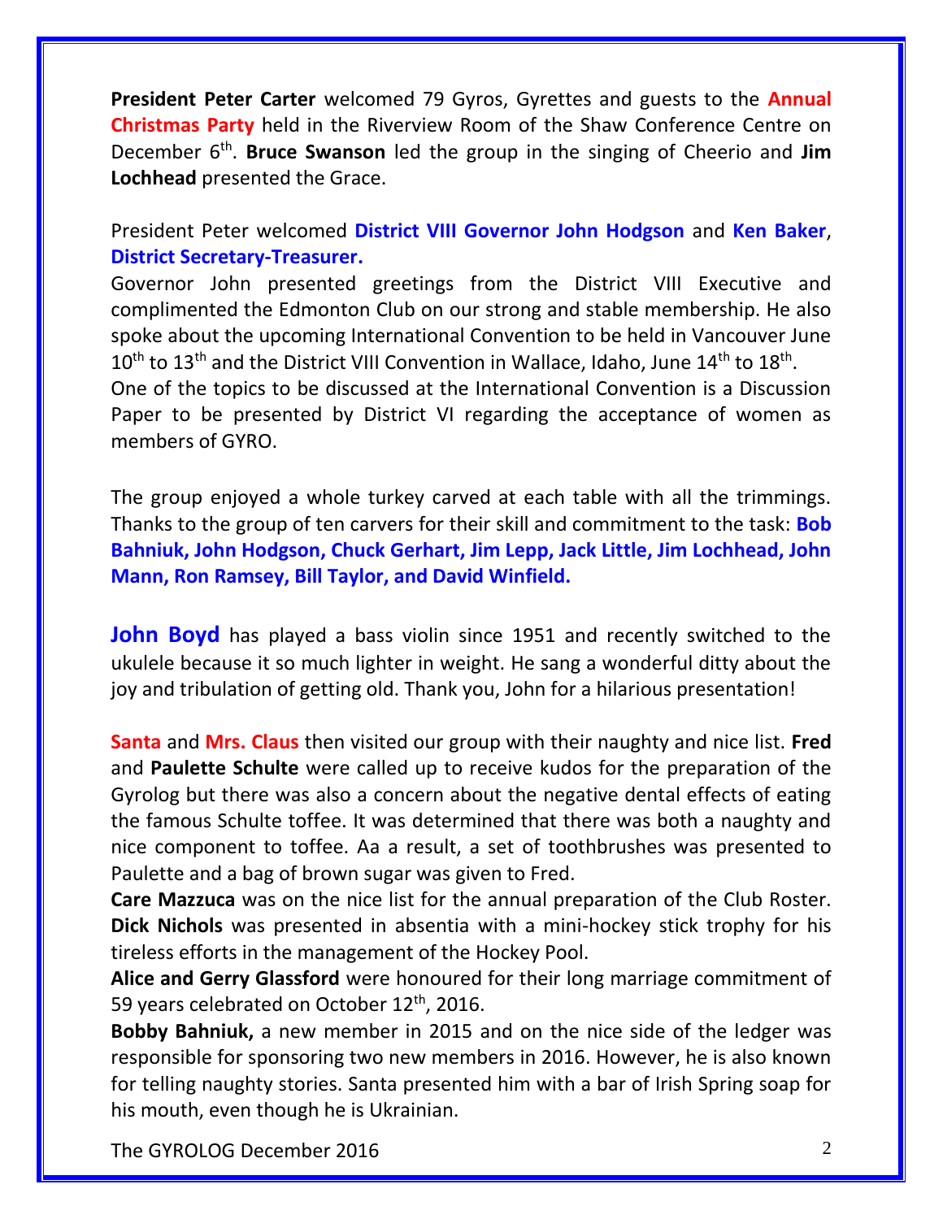**President Peter Carter** welcomed 79 Gyros, Gyrettes and guests to the **Annual Christmas Party** held in the Riverview Room of the Shaw Conference Centre on December 6th. **Bruce Swanson** led the group in the singing of Cheerio and **Jim Lochhead** presented the Grace.

President Peter welcomed **District VIII Governor John Hodgson** and **Ken Baker**, **District Secretary-Treasurer.**

Governor John presented greetings from the District VIII Executive and complimented the Edmonton Club on our strong and stable membership. He also spoke about the upcoming International Convention to be held in Vancouver June 10th to 13th and the District VIII Convention in Wallace, Idaho, June 14th to 18th.

One of the topics to be discussed at the International Convention is a Discussion Paper to be presented by District VI regarding the acceptance of women as members of GYRO.

The group enjoyed a whole turkey carved at each table with all the trimmings. Thanks to the group of ten carvers for their skill and commitment to the task: **Bob Bahniuk, John Hodgson, Chuck Gerhart, Jim Lepp, Jack Little, Jim Lochhead, John Mann, Ron Ramsey, Bill Taylor, and David Winfield.**

**John Boyd** has played a bass violin since 1951 and recently switched to the ukulele because it so much lighter in weight. He sang a wonderful ditty about the joy and tribulation of getting old. Thank you, John for a hilarious presentation!

**Santa** and **Mrs. Claus** then visited our group with their naughty and nice list. **Fred** and **Paulette Schulte** were called up to receive kudos for the preparation of the Gyrolog but there was also a concern about the negative dental effects of eating the famous Schulte toffee. It was determined that there was both a naughty and nice component to toffee. Aa a result, a set of toothbrushes was presented to Paulette and a bag of brown sugar was given to Fred.

**Care Mazzuca** was on the nice list for the annual preparation of the Club Roster.

**Dick Nichols** was presented in absentia with a mini-hockey stick trophy for his tireless efforts in the management of the Hockey Pool.

**Alice and Gerry Glassford** were honoured for their long marriage commitment of 59 years celebrated on October 12th, 2016.

**Bobby Bahniuk,** a new member in 2015 and on the nice side of the ledger was responsible for sponsoring two new members in 2016. However, he is also known for telling naughty stories. Santa presented him with a bar of Irish Spring soap for his mouth, even though he is Ukrainian.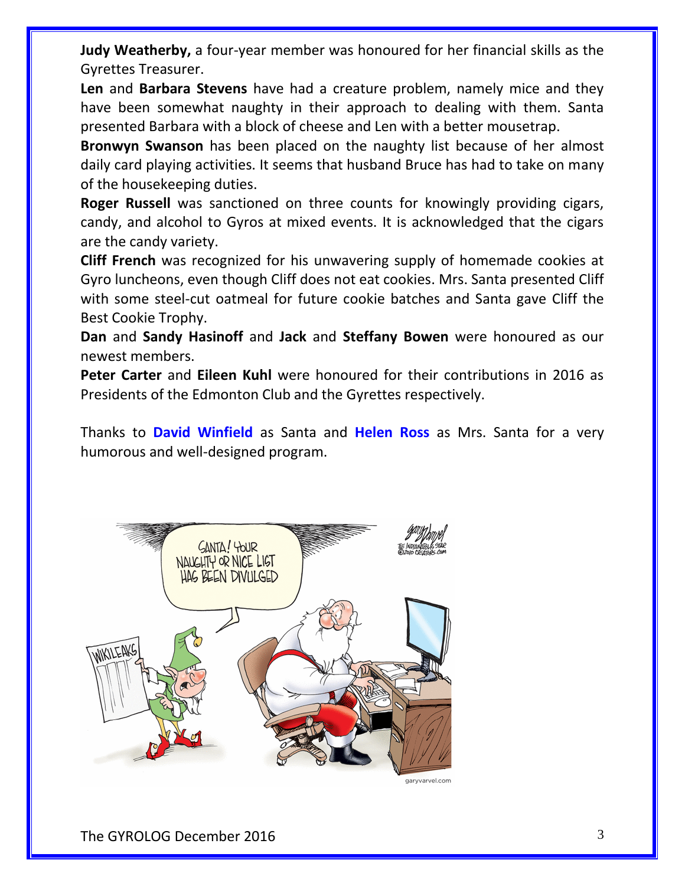**Judy Weatherby,** a four-year member was honoured for her financial skills as the Gyrettes Treasurer.

**Len** and **Barbara Stevens** have had a creature problem, namely mice and they have been somewhat naughty in their approach to dealing with them. Santa presented Barbara with a block of cheese and Len with a better mousetrap.

**Bronwyn Swanson** has been placed on the naughty list because of her almost daily card playing activities. It seems that husband Bruce has had to take on many of the housekeeping duties.

**Roger Russell** was sanctioned on three counts for knowingly providing cigars, candy, and alcohol to Gyros at mixed events. It is acknowledged that the cigars are the candy variety.

**Cliff French** was recognized for his unwavering supply of homemade cookies at Gyro luncheons, even though Cliff does not eat cookies. Mrs. Santa presented Cliff with some steel-cut oatmeal for future cookie batches and Santa gave Cliff the Best Cookie Trophy.

**Dan** and **Sandy Hasinoff** and **Jack** and **Steffany Bowen** were honoured as our newest members.

**Peter Carter** and **Eileen Kuhl** were honoured for their contributions in 2016 as Presidents of the Edmonton Club and the Gyrettes respectively.

Thanks to **David Winfield** as Santa and **Helen Ross** as Mrs. Santa for a very humorous and well-designed program.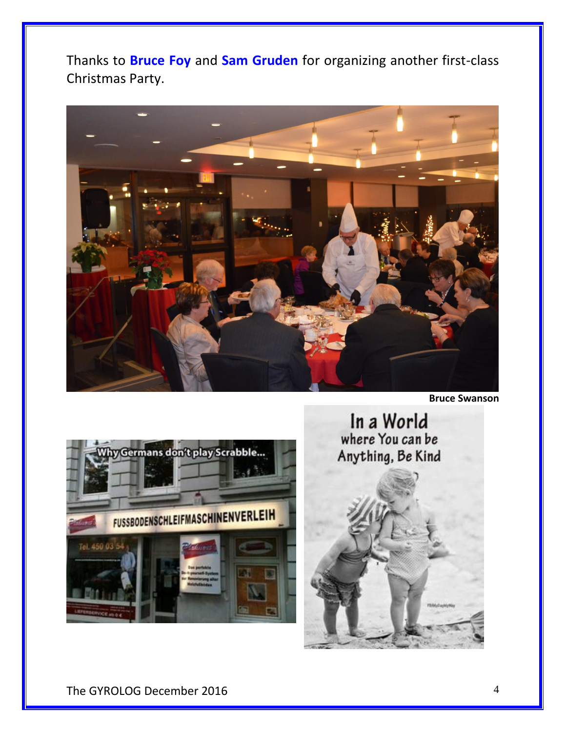Thanks to **Bruce Foy** and **Sam Gruden** for organizing another first-class Christmas Party.

**Bruce Swanson**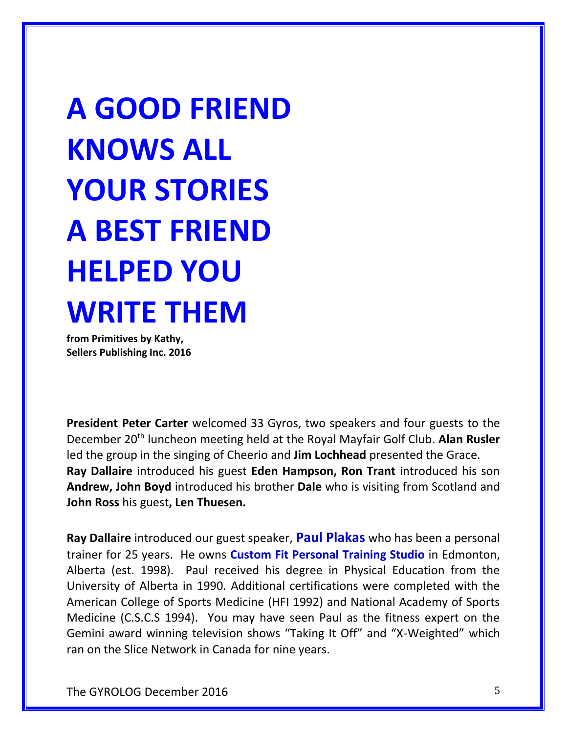# A GOOD FRIEND KNOWS ALL YOUR STORIES A BEST FRIEND HELPED YOU WRITE THEM

**from Primitives by Kathy,**
**Sellers Publishing Inc. 2016**

**President Peter Carter** welcomed 33 Gyros, two speakers and four guests to the December 20th luncheon meeting held at the Royal Mayfair Golf Club. **Alan Rusler** led the group in the singing of Cheerio and **Jim Lochhead** presented the Grace. **Ray Dallaire** introduced his guest **Eden Hampson, Ron Trant** introduced his son **Andrew, John Boyd** introduced his brother **Dale** who is visiting from Scotland and **John Ross** his guest**, Len Thuesen.**

**Ray Dallaire** introduced our guest speaker, **Paul Plakas** who has been a personal trainer for 25 years. He owns **Custom Fit Personal Training Studio** in Edmonton, Alberta (est. 1998). Paul received his degree in Physical Education from the University of Alberta in 1990. Additional certifications were completed with the American College of Sports Medicine (HFI 1992) and National Academy of Sports Medicine (C.S.C.S 1994). You may have seen Paul as the fitness expert on the Gemini award winning television shows "Taking It Off" and "X-Weighted" which ran on the Slice Network in Canada for nine years.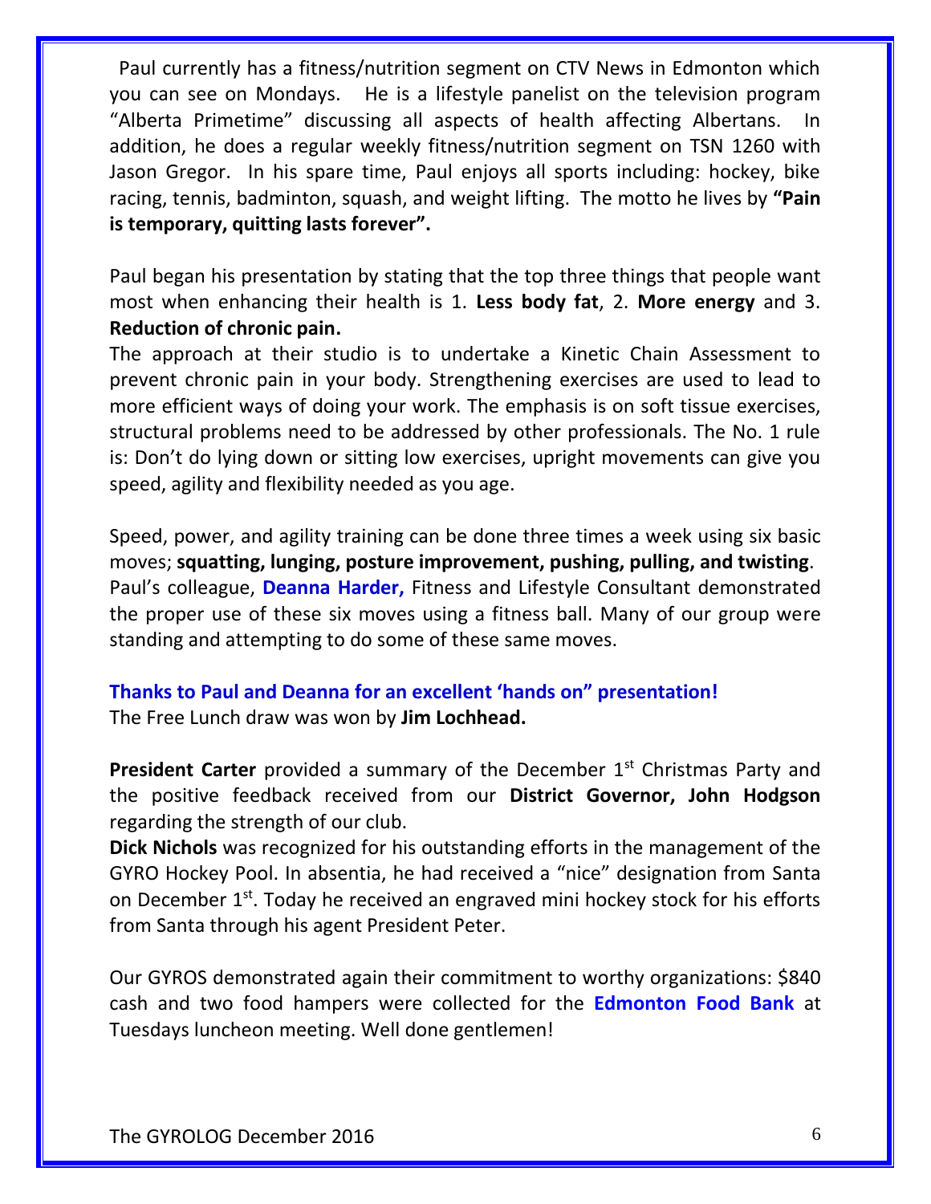Paul currently has a fitness/nutrition segment on CTV News in Edmonton which you can see on Mondays. He is a lifestyle panelist on the television program "Alberta Primetime" discussing all aspects of health affecting Albertans. In addition, he does a regular weekly fitness/nutrition segment on TSN 1260 with Jason Gregor. In his spare time, Paul enjoys all sports including: hockey, bike racing, tennis, badminton, squash, and weight lifting. The motto he lives by **"Pain is temporary, quitting lasts forever".**

Paul began his presentation by stating that the top three things that people want most when enhancing their health is 1. **Less body fat**, 2. **More energy** and 3. **Reduction of chronic pain.**

The approach at their studio is to undertake a Kinetic Chain Assessment to prevent chronic pain in your body. Strengthening exercises are used to lead to more efficient ways of doing your work. The emphasis is on soft tissue exercises, structural problems need to be addressed by other professionals. The No. 1 rule is: Don't do lying down or sitting low exercises, upright movements can give you speed, agility and flexibility needed as you age.

Speed, power, and agility training can be done three times a week using six basic moves; **squatting, lunging, posture improvement, pushing, pulling, and twisting**. Paul's colleague, **Deanna Harder,** Fitness and Lifestyle Consultant demonstrated the proper use of these six moves using a fitness ball. Many of our group were standing and attempting to do some of these same moves.

**Thanks to Paul and Deanna for an excellent 'hands on" presentation!**

The Free Lunch draw was won by **Jim Lochhead.**

**President Carter** provided a summary of the December 1st Christmas Party and the positive feedback received from our **District Governor, John Hodgson** regarding the strength of our club.

**Dick Nichols** was recognized for his outstanding efforts in the management of the GYRO Hockey Pool. In absentia, he had received a "nice" designation from Santa on December 1st. Today he received an engraved mini hockey stock for his efforts from Santa through his agent President Peter.

Our GYROS demonstrated again their commitment to worthy organizations: $840 cash and two food hampers were collected for the **Edmonton Food Bank** at Tuesdays luncheon meeting. Well done gentlemen!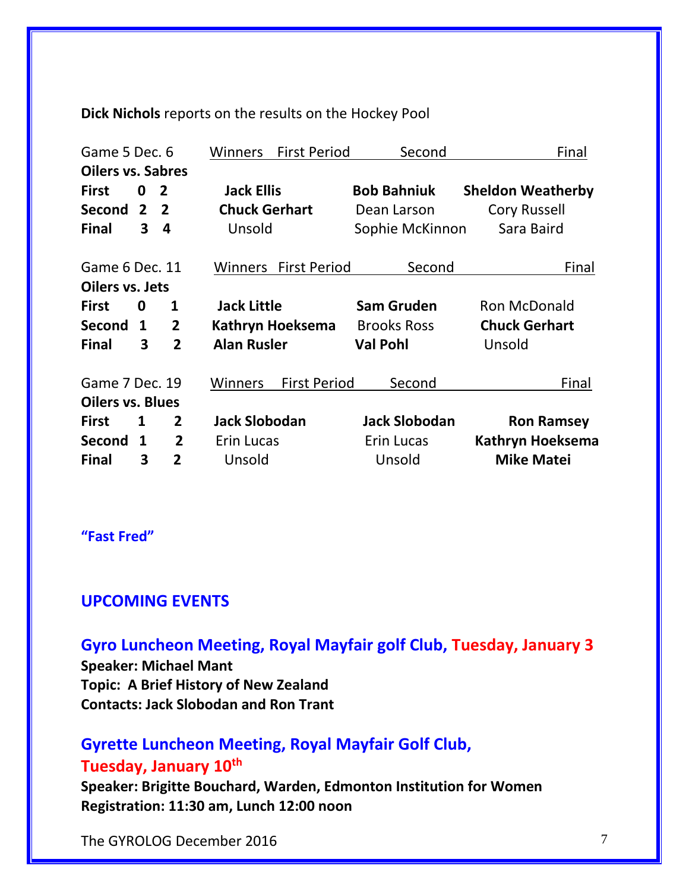**Dick Nichols** reports on the results on the Hockey Pool

| Game 5 Dec. 6 | | | Winners First Period | Second | Final |
|---|---|---|---|---|---|
| **Oilers vs. Sabres** | | | | | |
| **First** | **0** | **2** | **Jack Ellis** | **Bob Bahniuk** | **Sheldon Weatherby** |
| **Second** | **2** | **2** | **Chuck Gerhart** | Dean Larson | Cory Russell |
| **Final** | **3** | **4** | Unsold | Sophie McKinnon | Sara Baird |

| Game 6 Dec. 11 | | | Winners First Period | Second | Final |
|---|---|---|---|---|---|
| **Oilers vs. Jets** | | | | | |
| **First** | **0** | **1** | **Jack Little** | **Sam Gruden** | Ron McDonald |
| **Second** | **1** | **2** | **Kathryn Hoeksema** | Brooks Ross | **Chuck Gerhart** |
| **Final** | **3** | **2** | **Alan Rusler** | **Val Pohl** | Unsold |

| Game 7 Dec. 19 | | | Winners First Period | Second | Final |
|---|---|---|---|---|---|
| **Oilers vs. Blues** | | | | | |
| **First** | **1** | **2** | **Jack Slobodan** | **Jack Slobodan** | **Ron Ramsey** |
| **Second** | **1** | **2** | Erin Lucas | Erin Lucas | **Kathryn Hoeksema** |
| **Final** | **3** | **2** | Unsold | Unsold | **Mike Matei** |

**"Fast Fred"**

## UPCOMING EVENTS

### Gyro Luncheon Meeting, Royal Mayfair golf Club, Tuesday, January 3

**Speaker: Michael Mant**
**Topic: A Brief History of New Zealand**
**Contacts: Jack Slobodan and Ron Trant**

### Gyrette Luncheon Meeting, Royal Mayfair Golf Club, Tuesday, January 10th

**Speaker: Brigitte Bouchard, Warden, Edmonton Institution for Women**
**Registration: 11:30 am, Lunch 12:00 noon**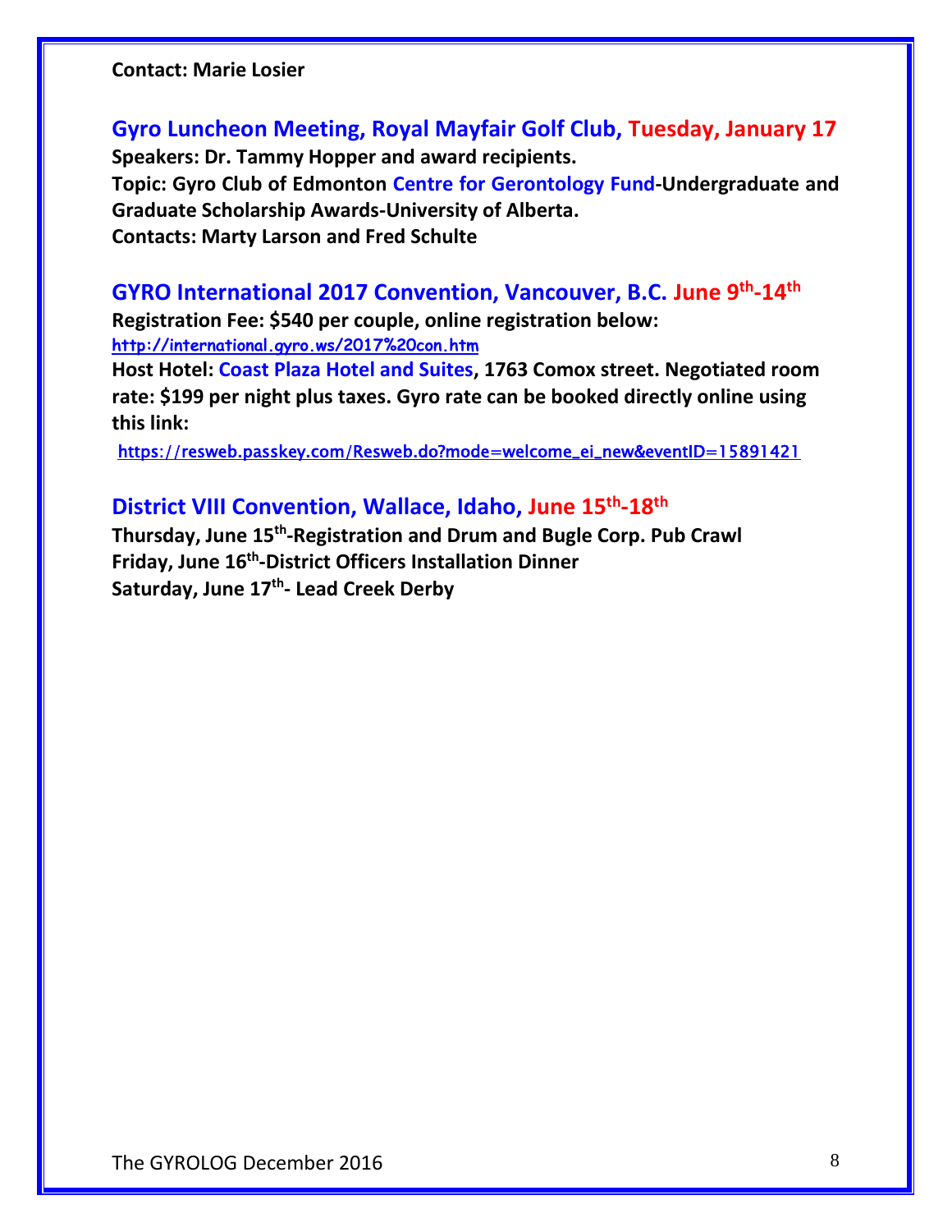**Contact: Marie Losier**

## Gyro Luncheon Meeting, Royal Mayfair Golf Club, Tuesday, January 17

**Speakers: Dr. Tammy Hopper and award recipients.**
**Topic: Gyro Club of Edmonton Centre for Gerontology Fund-Undergraduate and Graduate Scholarship Awards-University of Alberta.**
**Contacts: Marty Larson and Fred Schulte**

## GYRO International 2017 Convention, Vancouver, B.C. June 9th-14th

**Registration Fee: $540 per couple, online registration below:**
http://international.gyro.ws/2017%20con.htm
**Host Hotel: Coast Plaza Hotel and Suites, 1763 Comox street. Negotiated room rate: $199 per night plus taxes. Gyro rate can be booked directly online using this link:**
https://resweb.passkey.com/Resweb.do?mode=welcome_ei_new&eventID=15891421

## District VIII Convention, Wallace, Idaho, June 15th-18th

**Thursday, June 15th-Registration and Drum and Bugle Corp. Pub Crawl**
**Friday, June 16th-District Officers Installation Dinner**
**Saturday, June 17th- Lead Creek Derby**

The GYROLOG December 2016